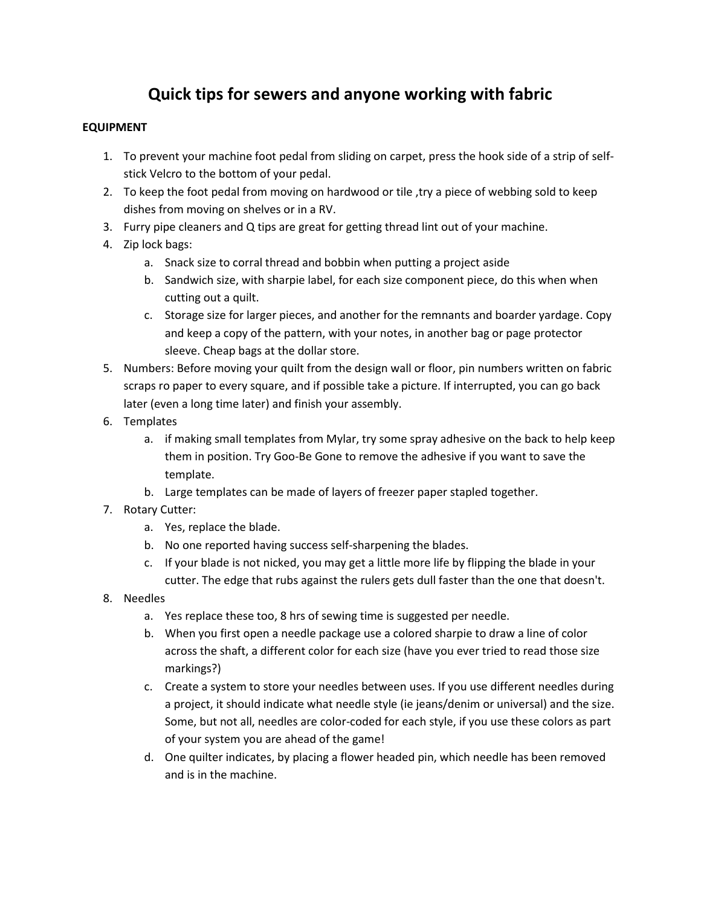# Quick tips for sewers and anyone working with fabric

**EQUIPMENT**

1. To prevent your machine foot pedal from sliding on carpet, press the hook side of a strip of self-stick Velcro to the bottom of your pedal.
2. To keep the foot pedal from moving on hardwood or tile ,try a piece of webbing sold to keep dishes from moving on shelves or in a RV.
3. Furry pipe cleaners and Q tips are great for getting thread lint out of your machine.
4. Zip lock bags:
   a. Snack size to corral thread and bobbin when putting a project aside
   b. Sandwich size, with sharpie label, for each size component piece, do this when when cutting out a quilt.
   c. Storage size for larger pieces, and another for the remnants and boarder yardage. Copy and keep a copy of the pattern, with your notes, in another bag or page protector sleeve. Cheap bags at the dollar store.
5. Numbers: Before moving your quilt from the design wall or floor, pin numbers written on fabric scraps ro paper to every square, and if possible take a picture. If interrupted, you can go back later (even a long time later) and finish your assembly.
6. Templates
   a. if making small templates from Mylar, try some spray adhesive on the back to help keep them in position. Try Goo-Be Gone to remove the adhesive if you want to save the template.
   b. Large templates can be made of layers of freezer paper stapled together.
7. Rotary Cutter:
   a. Yes, replace the blade.
   b. No one reported having success self-sharpening the blades.
   c. If your blade is not nicked, you may get a little more life by flipping the blade in your cutter. The edge that rubs against the rulers gets dull faster than the one that doesn't.
8. Needles
   a. Yes replace these too, 8 hrs of sewing time is suggested per needle.
   b. When you first open a needle package use a colored sharpie to draw a line of color across the shaft, a different color for each size (have you ever tried to read those size markings?)
   c. Create a system to store your needles between uses. If you use different needles during a project, it should indicate what needle style (ie jeans/denim or universal) and the size. Some, but not all, needles are color-coded for each style, if you use these colors as part of your system you are ahead of the game!
   d. One quilter indicates, by placing a flower headed pin, which needle has been removed and is in the machine.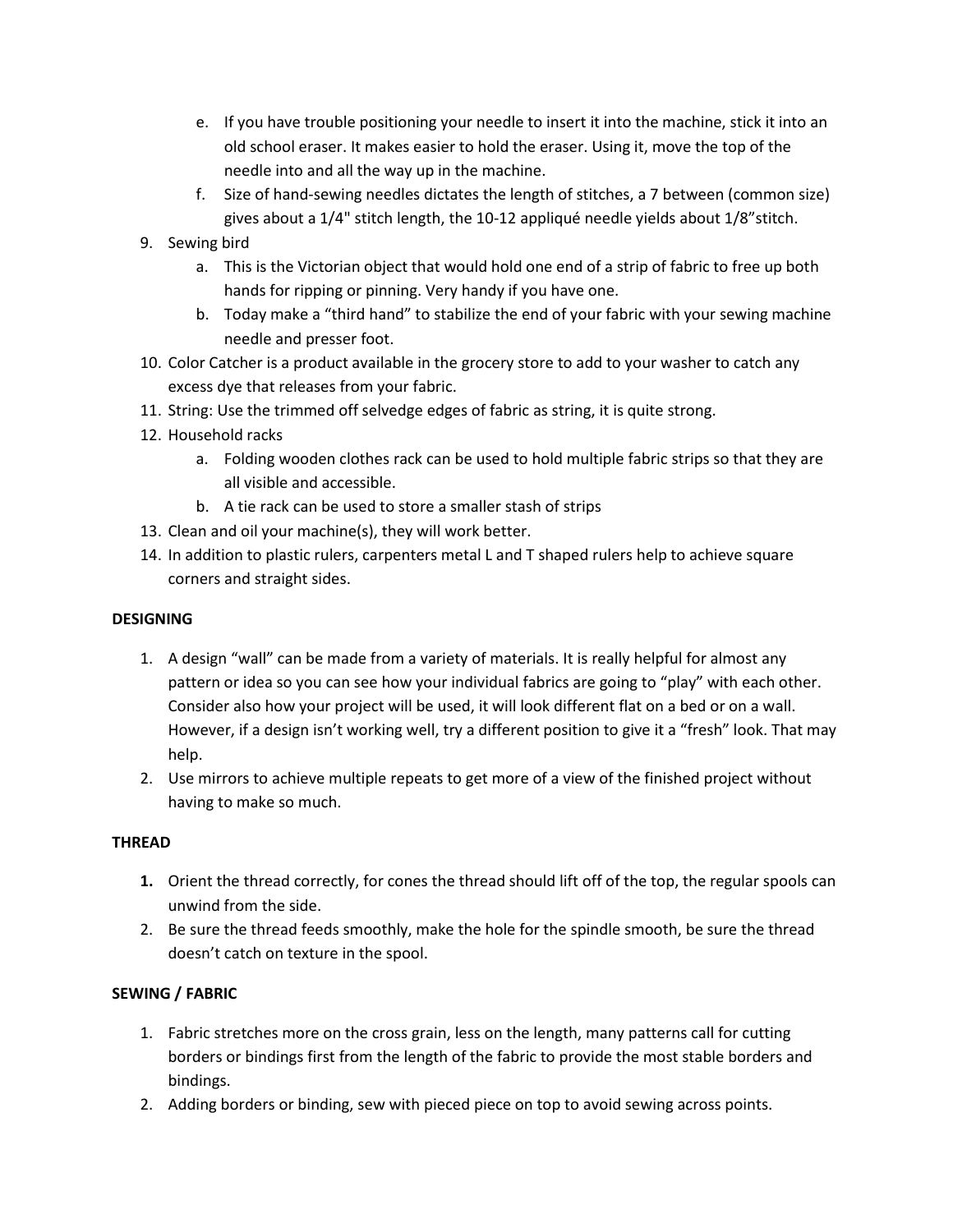e. If you have trouble positioning your needle to insert it into the machine, stick it into an old school eraser. It makes easier to hold the eraser. Using it, move the top of the needle into and all the way up in the machine.
   f. Size of hand-sewing needles dictates the length of stitches, a 7 between (common size) gives about a 1/4" stitch length, the 10-12 appliqué needle yields about 1/8"stitch.

9. Sewing bird
   a. This is the Victorian object that would hold one end of a strip of fabric to free up both hands for ripping or pinning. Very handy if you have one.
   b. Today make a "third hand" to stabilize the end of your fabric with your sewing machine needle and presser foot.
10. Color Catcher is a product available in the grocery store to add to your washer to catch any excess dye that releases from your fabric.
11. String: Use the trimmed off selvedge edges of fabric as string, it is quite strong.
12. Household racks
    a. Folding wooden clothes rack can be used to hold multiple fabric strips so that they are all visible and accessible.
    b. A tie rack can be used to store a smaller stash of strips
13. Clean and oil your machine(s), they will work better.
14. In addition to plastic rulers, carpenters metal L and T shaped rulers help to achieve square corners and straight sides.

**DESIGNING**

1. A design "wall" can be made from a variety of materials. It is really helpful for almost any pattern or idea so you can see how your individual fabrics are going to "play" with each other. Consider also how your project will be used, it will look different flat on a bed or on a wall. However, if a design isn't working well, try a different position to give it a "fresh" look. That may help.
2. Use mirrors to achieve multiple repeats to get more of a view of the finished project without having to make so much.

**THREAD**

1. Orient the thread correctly, for cones the thread should lift off of the top, the regular spools can unwind from the side.
2. Be sure the thread feeds smoothly, make the hole for the spindle smooth, be sure the thread doesn't catch on texture in the spool.

**SEWING / FABRIC**

1. Fabric stretches more on the cross grain, less on the length, many patterns call for cutting borders or bindings first from the length of the fabric to provide the most stable borders and bindings.
2. Adding borders or binding, sew with pieced piece on top to avoid sewing across points.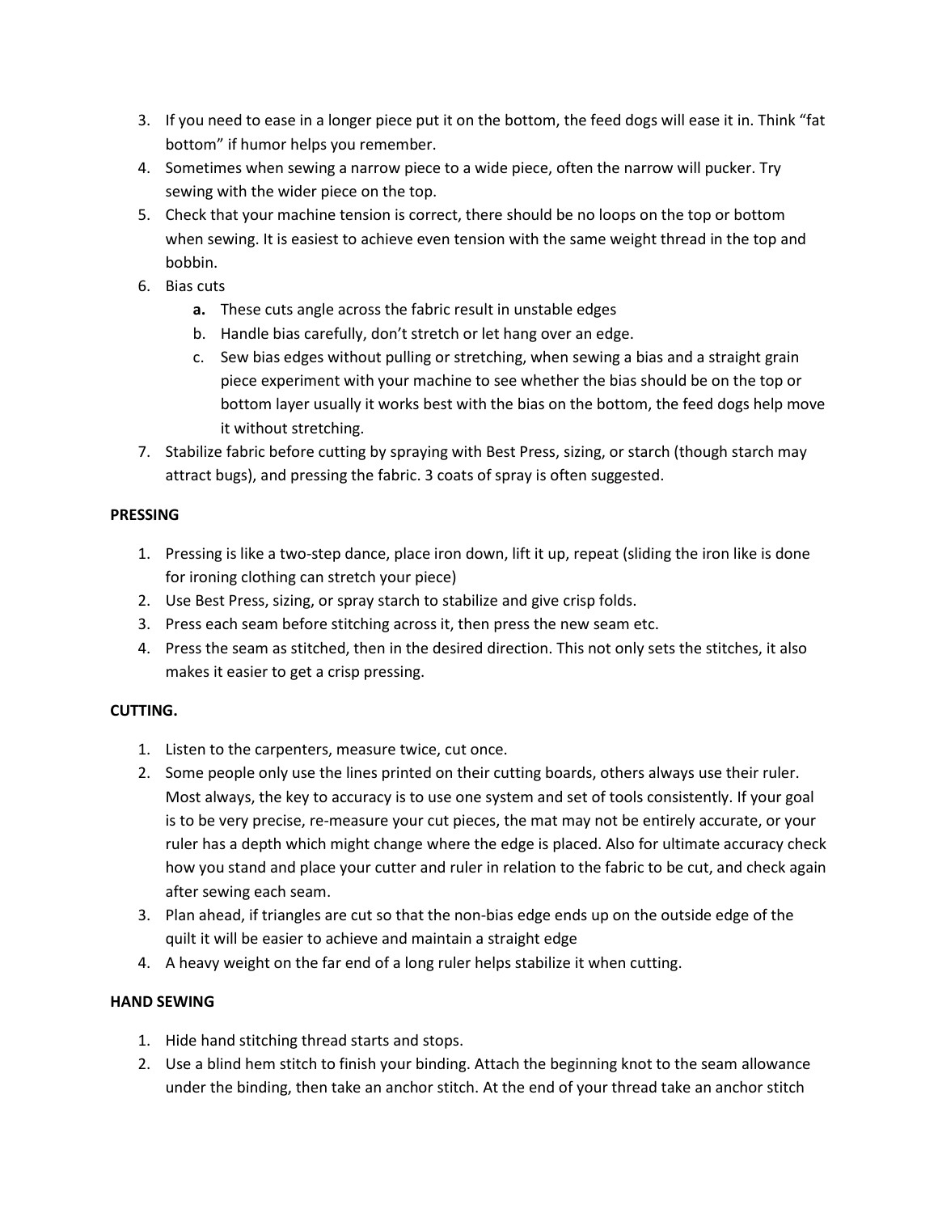3. If you need to ease in a longer piece put it on the bottom, the feed dogs will ease it in. Think "fat bottom" if humor helps you remember.
4. Sometimes when sewing a narrow piece to a wide piece, often the narrow will pucker. Try sewing with the wider piece on the top.
5. Check that your machine tension is correct, there should be no loops on the top or bottom when sewing. It is easiest to achieve even tension with the same weight thread in the top and bobbin.
6. Bias cuts
   - **a.** These cuts angle across the fabric result in unstable edges
   - b. Handle bias carefully, don't stretch or let hang over an edge.
   - c. Sew bias edges without pulling or stretching, when sewing a bias and a straight grain piece experiment with your machine to see whether the bias should be on the top or bottom layer usually it works best with the bias on the bottom, the feed dogs help move it without stretching.
7. Stabilize fabric before cutting by spraying with Best Press, sizing, or starch (though starch may attract bugs), and pressing the fabric. 3 coats of spray is often suggested.

**PRESSING**

1. Pressing is like a two-step dance, place iron down, lift it up, repeat (sliding the iron like is done for ironing clothing can stretch your piece)
2. Use Best Press, sizing, or spray starch to stabilize and give crisp folds.
3. Press each seam before stitching across it, then press the new seam etc.
4. Press the seam as stitched, then in the desired direction. This not only sets the stitches, it also makes it easier to get a crisp pressing.

**CUTTING.**

1. Listen to the carpenters, measure twice, cut once.
2. Some people only use the lines printed on their cutting boards, others always use their ruler. Most always, the key to accuracy is to use one system and set of tools consistently. If your goal is to be very precise, re-measure your cut pieces, the mat may not be entirely accurate, or your ruler has a depth which might change where the edge is placed. Also for ultimate accuracy check how you stand and place your cutter and ruler in relation to the fabric to be cut, and check again after sewing each seam.
3. Plan ahead, if triangles are cut so that the non-bias edge ends up on the outside edge of the quilt it will be easier to achieve and maintain a straight edge
4. A heavy weight on the far end of a long ruler helps stabilize it when cutting.

**HAND SEWING**

1. Hide hand stitching thread starts and stops.
2. Use a blind hem stitch to finish your binding. Attach the beginning knot to the seam allowance under the binding, then take an anchor stitch. At the end of your thread take an anchor stitch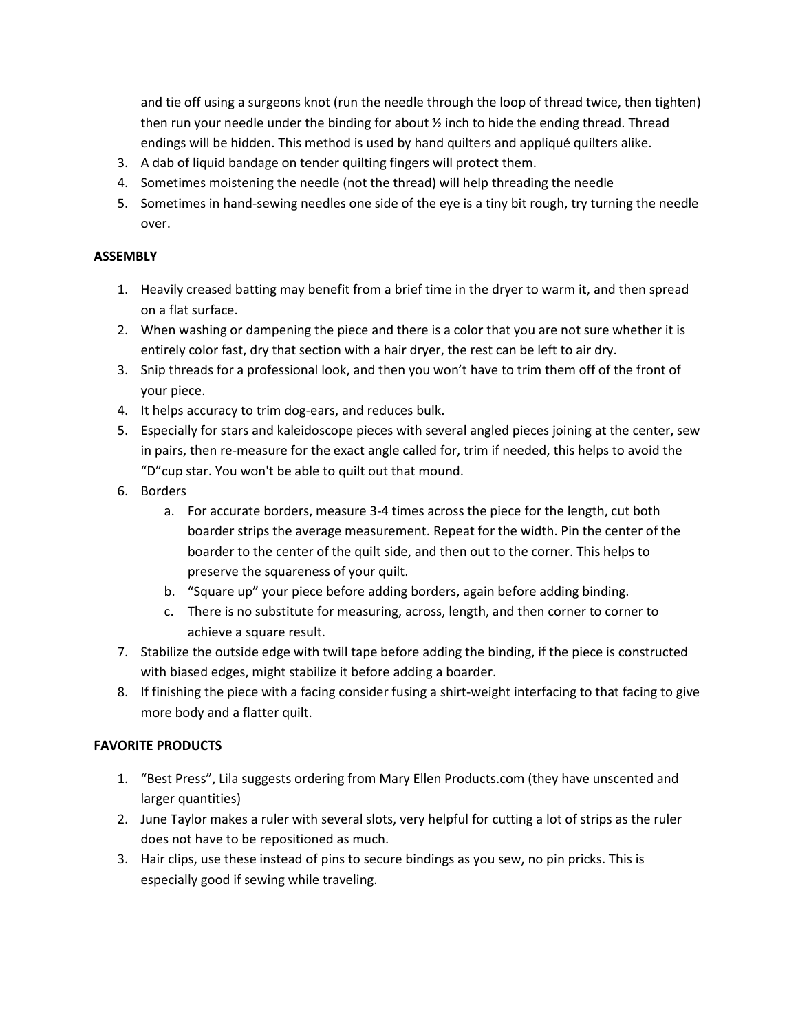and tie off using a surgeons knot (run the needle through the loop of thread twice, then tighten) then run your needle under the binding for about ½ inch to hide the ending thread. Thread endings will be hidden. This method is used by hand quilters and appliqué quilters alike.

3. A dab of liquid bandage on tender quilting fingers will protect them.
4. Sometimes moistening the needle (not the thread) will help threading the needle
5. Sometimes in hand-sewing needles one side of the eye is a tiny bit rough, try turning the needle over.

**ASSEMBLY**

1. Heavily creased batting may benefit from a brief time in the dryer to warm it, and then spread on a flat surface.
2. When washing or dampening the piece and there is a color that you are not sure whether it is entirely color fast, dry that section with a hair dryer, the rest can be left to air dry.
3. Snip threads for a professional look, and then you won't have to trim them off of the front of your piece.
4. It helps accuracy to trim dog-ears, and reduces bulk.
5. Especially for stars and kaleidoscope pieces with several angled pieces joining at the center, sew in pairs, then re-measure for the exact angle called for, trim if needed, this helps to avoid the "D"cup star. You won't be able to quilt out that mound.
6. Borders
   a. For accurate borders, measure 3-4 times across the piece for the length, cut both boarder strips the average measurement. Repeat for the width. Pin the center of the boarder to the center of the quilt side, and then out to the corner. This helps to preserve the squareness of your quilt.
   b. "Square up" your piece before adding borders, again before adding binding.
   c. There is no substitute for measuring, across, length, and then corner to corner to achieve a square result.
7. Stabilize the outside edge with twill tape before adding the binding, if the piece is constructed with biased edges, might stabilize it before adding a boarder.
8. If finishing the piece with a facing consider fusing a shirt-weight interfacing to that facing to give more body and a flatter quilt.

**FAVORITE PRODUCTS**

1. "Best Press", Lila suggests ordering from Mary Ellen Products.com (they have unscented and larger quantities)
2. June Taylor makes a ruler with several slots, very helpful for cutting a lot of strips as the ruler does not have to be repositioned as much.
3. Hair clips, use these instead of pins to secure bindings as you sew, no pin pricks. This is especially good if sewing while traveling.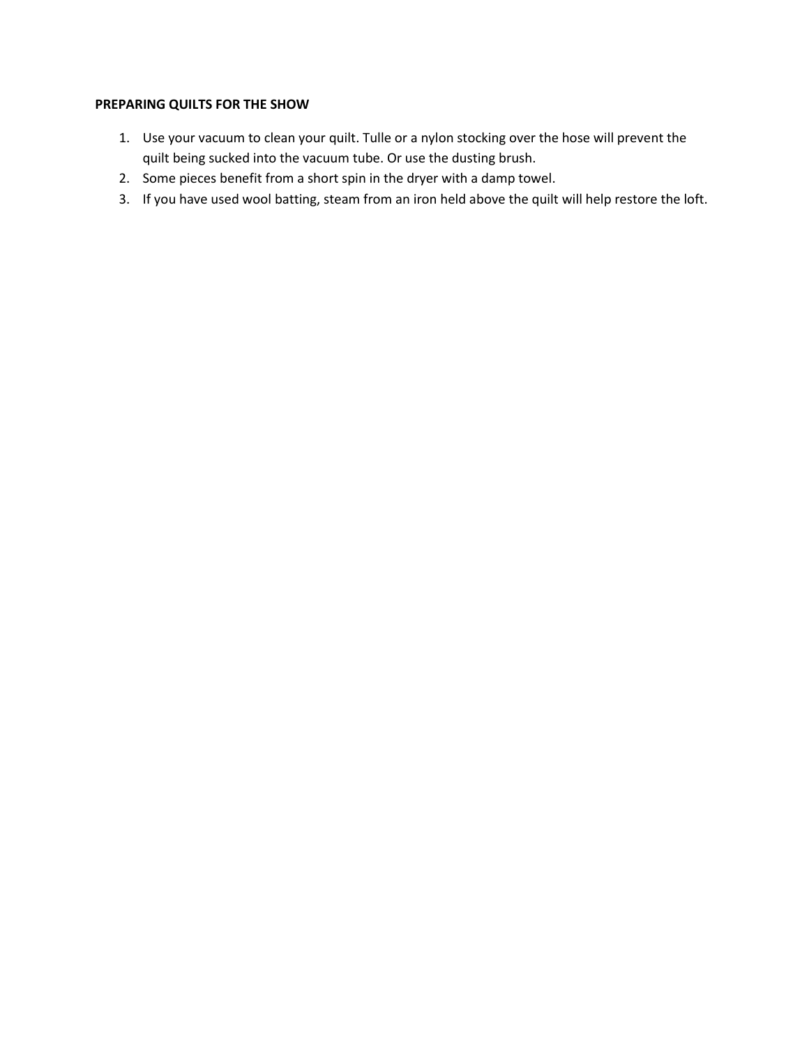**PREPARING QUILTS FOR THE SHOW**

1. Use your vacuum to clean your quilt. Tulle or a nylon stocking over the hose will prevent the quilt being sucked into the vacuum tube. Or use the dusting brush.
2. Some pieces benefit from a short spin in the dryer with a damp towel.
3. If you have used wool batting, steam from an iron held above the quilt will help restore the loft.